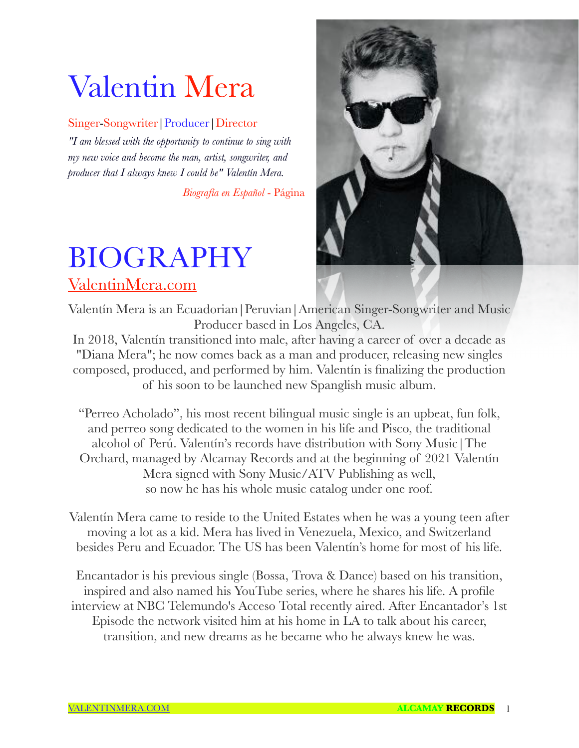# Valentin Mera

Singer-Songwriter | Producer | Director

*"I am blessed with the opportunity to continue to sing with my new voice and become the man, artist, songwriter, and producer that I always knew I could be" Valentín Mera.*

*Biografía en Español* - Página

# BIOGRAPHY

ValentinMera.com

Valentín Mera is an Ecuadorian | Peruvian | American Singer-Songwriter and Music Producer based in Los Angeles, CA.

In 2018, Valentín transitioned into male, after having a career of over a decade as "Diana Mera"; he now comes back as a man and producer, releasing new singles composed, produced, and performed by him. Valentín is finalizing the production of his soon to be launched new Spanglish music album.

"Perreo Acholado", his most recent bilingual music single is an upbeat, fun folk, and perreo song dedicated to the women in his life and Pisco, the traditional alcohol of Perú. Valentín's records have distribution with Sony Music | The Orchard, managed by Alcamay Records and at the beginning of 2021 Valentín Mera signed with Sony Music/ATV Publishing as well, so now he has his whole music catalog under one roof.

Valentín Mera came to reside to the United Estates when he was a young teen after moving a lot as a kid. Mera has lived in Venezuela, Mexico, and Switzerland besides Peru and Ecuador. The US has been Valentín's home for most of his life.

Encantador is his previous single (Bossa, Trova & Dance) based on his transition, inspired and also named his YouTube series, where he shares his life. A profile interview at NBC Telemundo's Acceso Total recently aired. After Encantador's 1st Episode the network visited him at his home in LA to talk about his career, transition, and new dreams as he became who he always knew he was.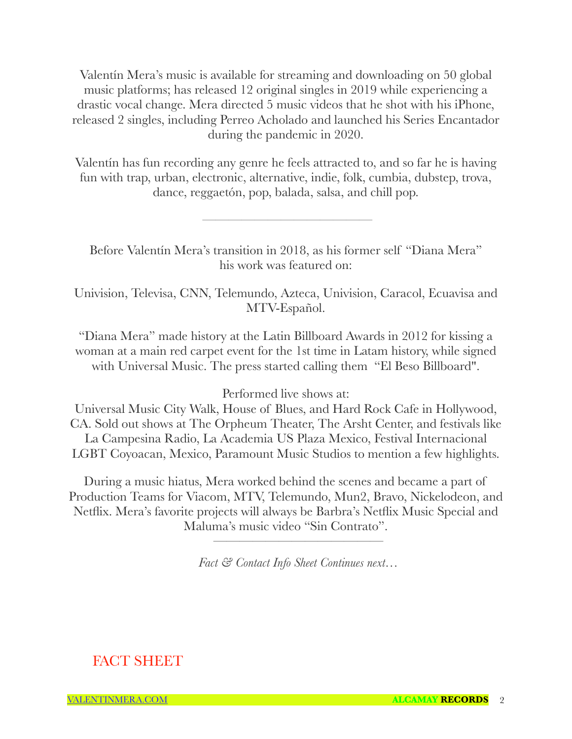Valentín Mera's music is available for streaming and downloading on 50 global music platforms; has released 12 original singles in 2019 while experiencing a drastic vocal change. Mera directed 5 music videos that he shot with his iPhone, released 2 singles, including Perreo Acholado and launched his Series Encantador during the pandemic in 2020.

Valentín has fun recording any genre he feels attracted to, and so far he is having fun with trap, urban, electronic, alternative, indie, folk, cumbia, dubstep, trova, dance, reggaetón, pop, balada, salsa, and chill pop.

---

Before Valentín Mera's transition in 2018, as his former self "Diana Mera" his work was featured on:

Univision, Televisa, CNN, Telemundo, Azteca, Univision, Caracol, Ecuavisa and MTV-Español.

"Diana Mera" made history at the Latin Billboard Awards in 2012 for kissing a woman at a main red carpet event for the 1st time in Latam history, while signed with Universal Music. The press started calling them "El Beso Billboard".

Performed live shows at:
Universal Music City Walk, House of Blues, and Hard Rock Cafe in Hollywood, CA. Sold out shows at The Orpheum Theater, The Arsht Center, and festivals like La Campesina Radio, La Academia US Plaza Mexico, Festival Internacional LGBT Coyoacan, Mexico, Paramount Music Studios to mention a few highlights.

During a music hiatus, Mera worked behind the scenes and became a part of Production Teams for Viacom, MTV, Telemundo, Mun2, Bravo, Nickelodeon, and Netflix. Mera's favorite projects will always be Barbra's Netflix Music Special and Maluma's music video "Sin Contrato".

---

*Fact & Contact Info Sheet Continues next…*

FACT SHEET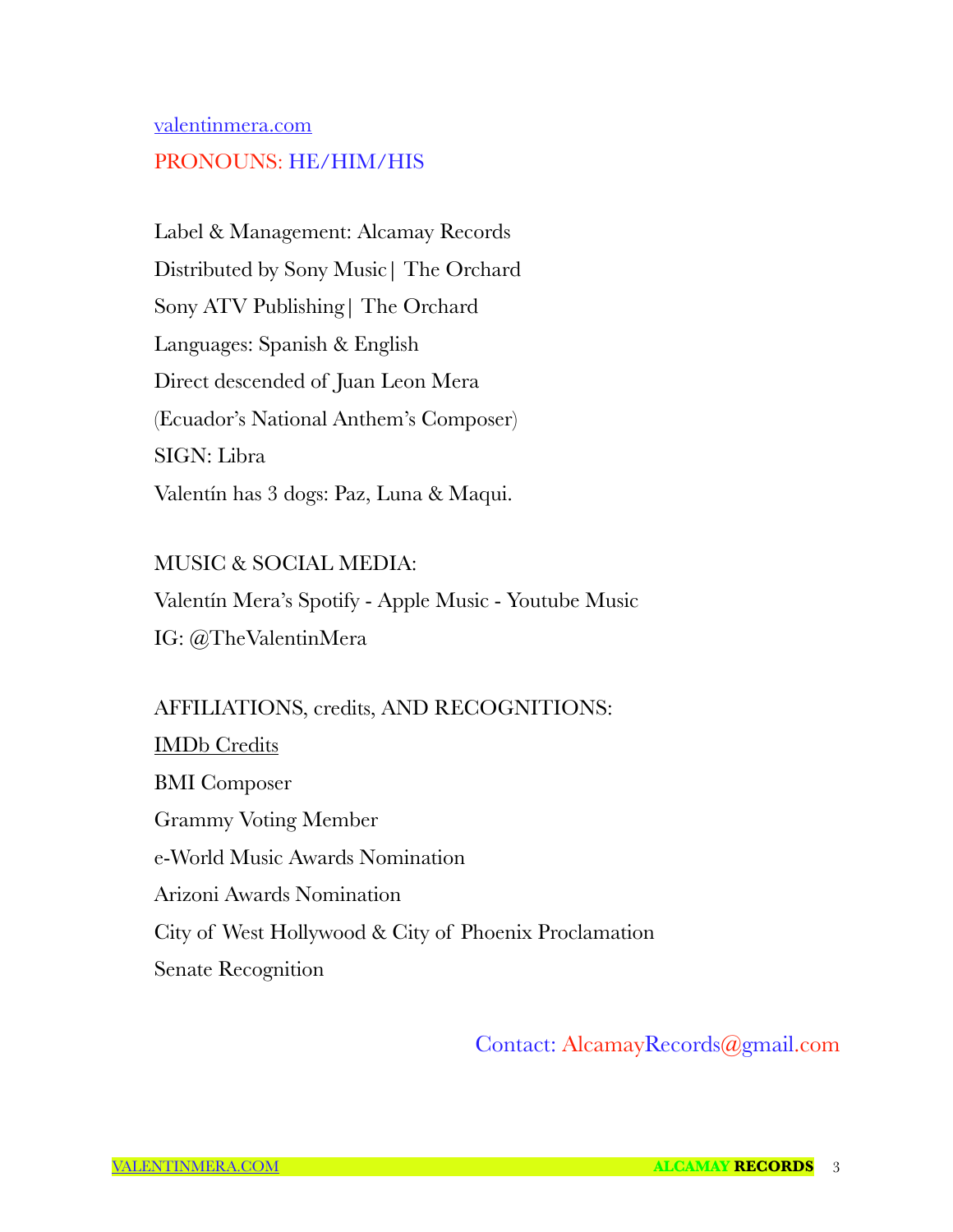valentinmera.com

PRONOUNS: HE/HIM/HIS

Label & Management: Alcamay Records

Distributed by Sony Music| The Orchard

Sony ATV Publishing| The Orchard

Languages: Spanish & English

Direct descended of Juan Leon Mera

(Ecuador's National Anthem's Composer)

SIGN: Libra

Valentín has 3 dogs: Paz, Luna & Maqui.

MUSIC & SOCIAL MEDIA:

Valentín Mera's Spotify - Apple Music - Youtube Music

IG: @TheValentinMera

AFFILIATIONS, credits, AND RECOGNITIONS:

IMDb Credits

BMI Composer

Grammy Voting Member

e-World Music Awards Nomination

Arizoni Awards Nomination

City of West Hollywood & City of Phoenix Proclamation

Senate Recognition

Contact: AlcamayRecords@gmail.com